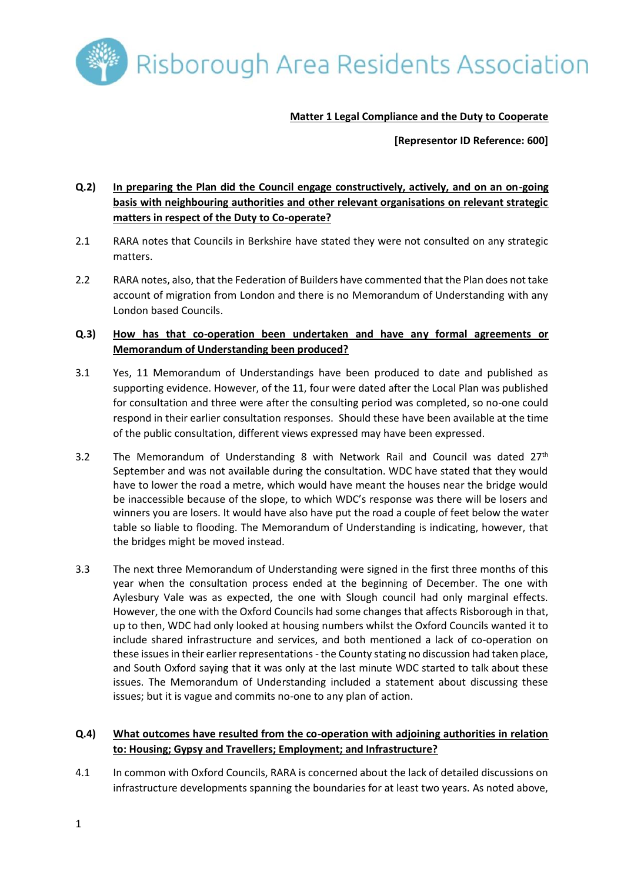Risborough Area Residents Association

**Matter 1 Legal Compliance and the Duty to Cooperate**

**[Representor ID Reference: 600]**

**Q.2) In preparing the Plan did the Council engage constructively, actively, and on an on-going basis with neighbouring authorities and other relevant organisations on relevant strategic matters in respect of the Duty to Co-operate?**

2.1 RARA notes that Councils in Berkshire have stated they were not consulted on any strategic matters.

2.2 RARA notes, also, that the Federation of Builders have commented that the Plan does not take account of migration from London and there is no Memorandum of Understanding with any London based Councils.

**Q.3) How has that co-operation been undertaken and have any formal agreements or Memorandum of Understanding been produced?**

3.1 Yes, 11 Memorandum of Understandings have been produced to date and published as supporting evidence. However, of the 11, four were dated after the Local Plan was published for consultation and three were after the consulting period was completed, so no-one could respond in their earlier consultation responses. Should these have been available at the time of the public consultation, different views expressed may have been expressed.

3.2 The Memorandum of Understanding 8 with Network Rail and Council was dated 27th September and was not available during the consultation. WDC have stated that they would have to lower the road a metre, which would have meant the houses near the bridge would be inaccessible because of the slope, to which WDC's response was there will be losers and winners you are losers. It would have also have put the road a couple of feet below the water table so liable to flooding. The Memorandum of Understanding is indicating, however, that the bridges might be moved instead.

3.3 The next three Memorandum of Understanding were signed in the first three months of this year when the consultation process ended at the beginning of December. The one with Aylesbury Vale was as expected, the one with Slough council had only marginal effects. However, the one with the Oxford Councils had some changes that affects Risborough in that, up to then, WDC had only looked at housing numbers whilst the Oxford Councils wanted it to include shared infrastructure and services, and both mentioned a lack of co-operation on these issues in their earlier representations - the County stating no discussion had taken place, and South Oxford saying that it was only at the last minute WDC started to talk about these issues. The Memorandum of Understanding included a statement about discussing these issues; but it is vague and commits no-one to any plan of action.

**Q.4) What outcomes have resulted from the co-operation with adjoining authorities in relation to: Housing; Gypsy and Travellers; Employment; and Infrastructure?**

4.1 In common with Oxford Councils, RARA is concerned about the lack of detailed discussions on infrastructure developments spanning the boundaries for at least two years. As noted above,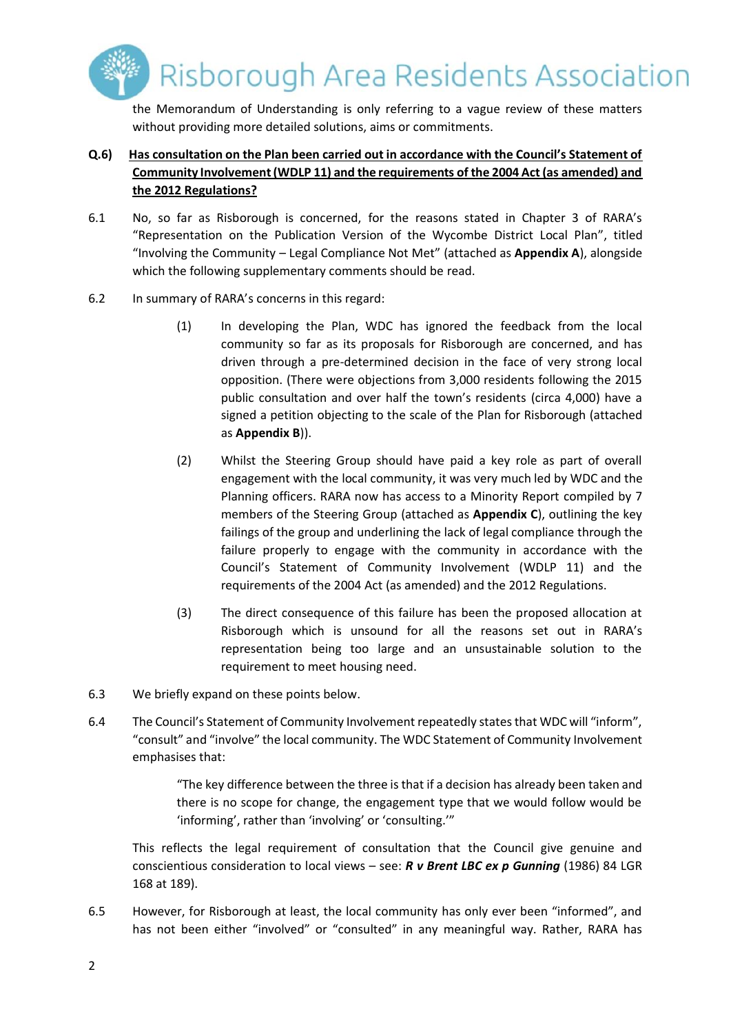the Memorandum of Understanding is only referring to a vague review of these matters without providing more detailed solutions, aims or commitments.

**Q.6)** **Has consultation on the Plan been carried out in accordance with the Council's Statement of Community Involvement (WDLP 11) and the requirements of the 2004 Act (as amended) and the 2012 Regulations?**

6.1 No, so far as Risborough is concerned, for the reasons stated in Chapter 3 of RARA's "Representation on the Publication Version of the Wycombe District Local Plan", titled "Involving the Community – Legal Compliance Not Met" (attached as **Appendix A**), alongside which the following supplementary comments should be read.

6.2 In summary of RARA's concerns in this regard:

(1) In developing the Plan, WDC has ignored the feedback from the local community so far as its proposals for Risborough are concerned, and has driven through a pre-determined decision in the face of very strong local opposition. (There were objections from 3,000 residents following the 2015 public consultation and over half the town's residents (circa 4,000) have a signed a petition objecting to the scale of the Plan for Risborough (attached as **Appendix B**)).

(2) Whilst the Steering Group should have paid a key role as part of overall engagement with the local community, it was very much led by WDC and the Planning officers. RARA now has access to a Minority Report compiled by 7 members of the Steering Group (attached as **Appendix C**), outlining the key failings of the group and underlining the lack of legal compliance through the failure properly to engage with the community in accordance with the Council's Statement of Community Involvement (WDLP 11) and the requirements of the 2004 Act (as amended) and the 2012 Regulations.

(3) The direct consequence of this failure has been the proposed allocation at Risborough which is unsound for all the reasons set out in RARA's representation being too large and an unsustainable solution to the requirement to meet housing need.

6.3 We briefly expand on these points below.

6.4 The Council's Statement of Community Involvement repeatedly states that WDC will "inform", "consult" and "involve" the local community. The WDC Statement of Community Involvement emphasises that:

> "The key difference between the three is that if a decision has already been taken and there is no scope for change, the engagement type that we would follow would be 'informing', rather than 'involving' or 'consulting.'"

This reflects the legal requirement of consultation that the Council give genuine and conscientious consideration to local views – see: ***R v Brent LBC ex p Gunning*** (1986) 84 LGR 168 at 189).

6.5 However, for Risborough at least, the local community has only ever been "informed", and has not been either "involved" or "consulted" in any meaningful way. Rather, RARA has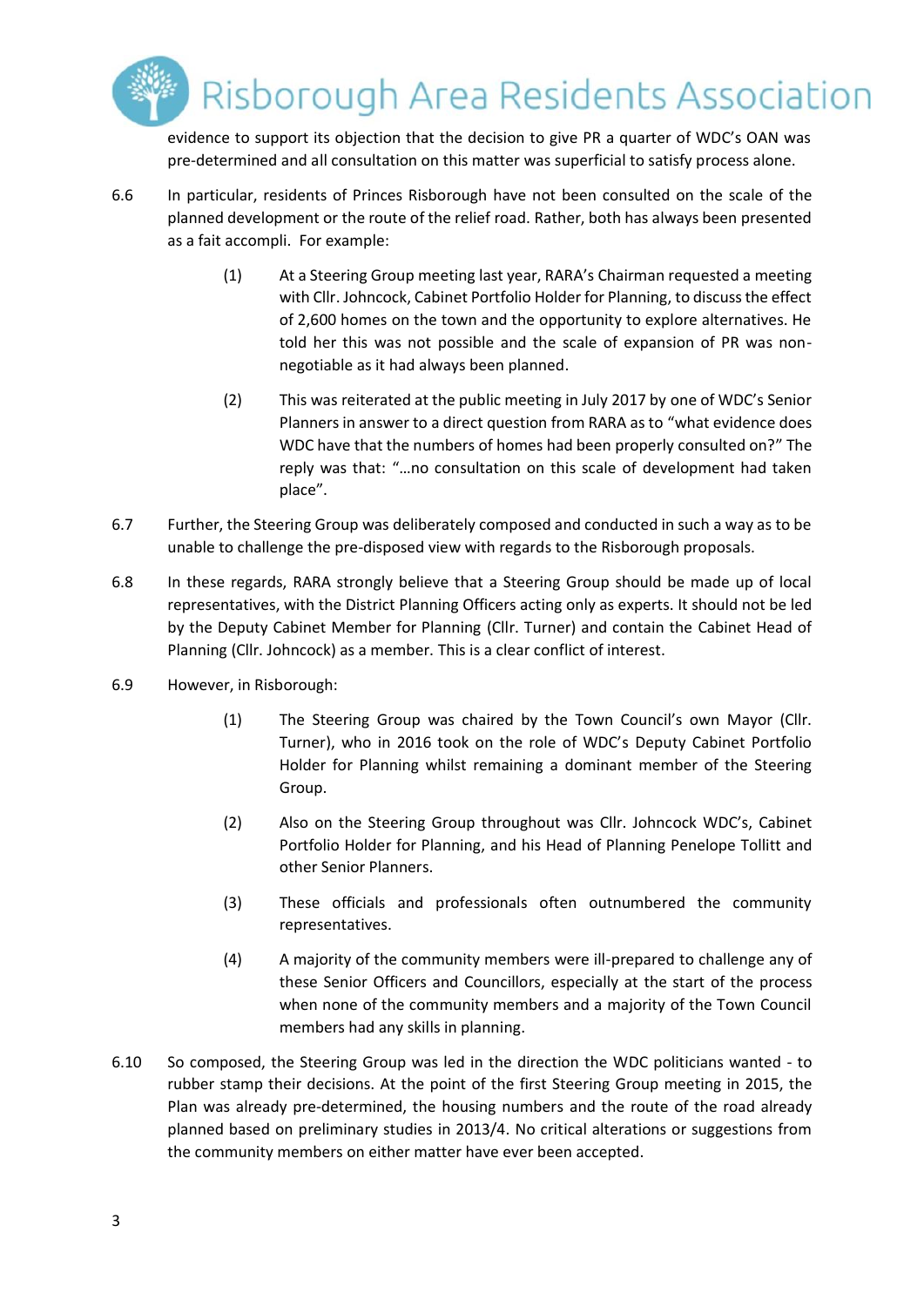evidence to support its objection that the decision to give PR a quarter of WDC's OAN was pre-determined and all consultation on this matter was superficial to satisfy process alone.

6.6 In particular, residents of Princes Risborough have not been consulted on the scale of the planned development or the route of the relief road. Rather, both has always been presented as a fait accompli. For example:

(1) At a Steering Group meeting last year, RARA's Chairman requested a meeting with Cllr. Johncock, Cabinet Portfolio Holder for Planning, to discuss the effect of 2,600 homes on the town and the opportunity to explore alternatives. He told her this was not possible and the scale of expansion of PR was non-negotiable as it had always been planned.

(2) This was reiterated at the public meeting in July 2017 by one of WDC's Senior Planners in answer to a direct question from RARA as to "what evidence does WDC have that the numbers of homes had been properly consulted on?" The reply was that: "…no consultation on this scale of development had taken place".

6.7 Further, the Steering Group was deliberately composed and conducted in such a way as to be unable to challenge the pre-disposed view with regards to the Risborough proposals.

6.8 In these regards, RARA strongly believe that a Steering Group should be made up of local representatives, with the District Planning Officers acting only as experts. It should not be led by the Deputy Cabinet Member for Planning (Cllr. Turner) and contain the Cabinet Head of Planning (Cllr. Johncock) as a member. This is a clear conflict of interest.

6.9 However, in Risborough:

(1) The Steering Group was chaired by the Town Council's own Mayor (Cllr. Turner), who in 2016 took on the role of WDC's Deputy Cabinet Portfolio Holder for Planning whilst remaining a dominant member of the Steering Group.

(2) Also on the Steering Group throughout was Cllr. Johncock WDC's, Cabinet Portfolio Holder for Planning, and his Head of Planning Penelope Tollitt and other Senior Planners.

(3) These officials and professionals often outnumbered the community representatives.

(4) A majority of the community members were ill-prepared to challenge any of these Senior Officers and Councillors, especially at the start of the process when none of the community members and a majority of the Town Council members had any skills in planning.

6.10 So composed, the Steering Group was led in the direction the WDC politicians wanted - to rubber stamp their decisions. At the point of the first Steering Group meeting in 2015, the Plan was already pre-determined, the housing numbers and the route of the road already planned based on preliminary studies in 2013/4. No critical alterations or suggestions from the community members on either matter have ever been accepted.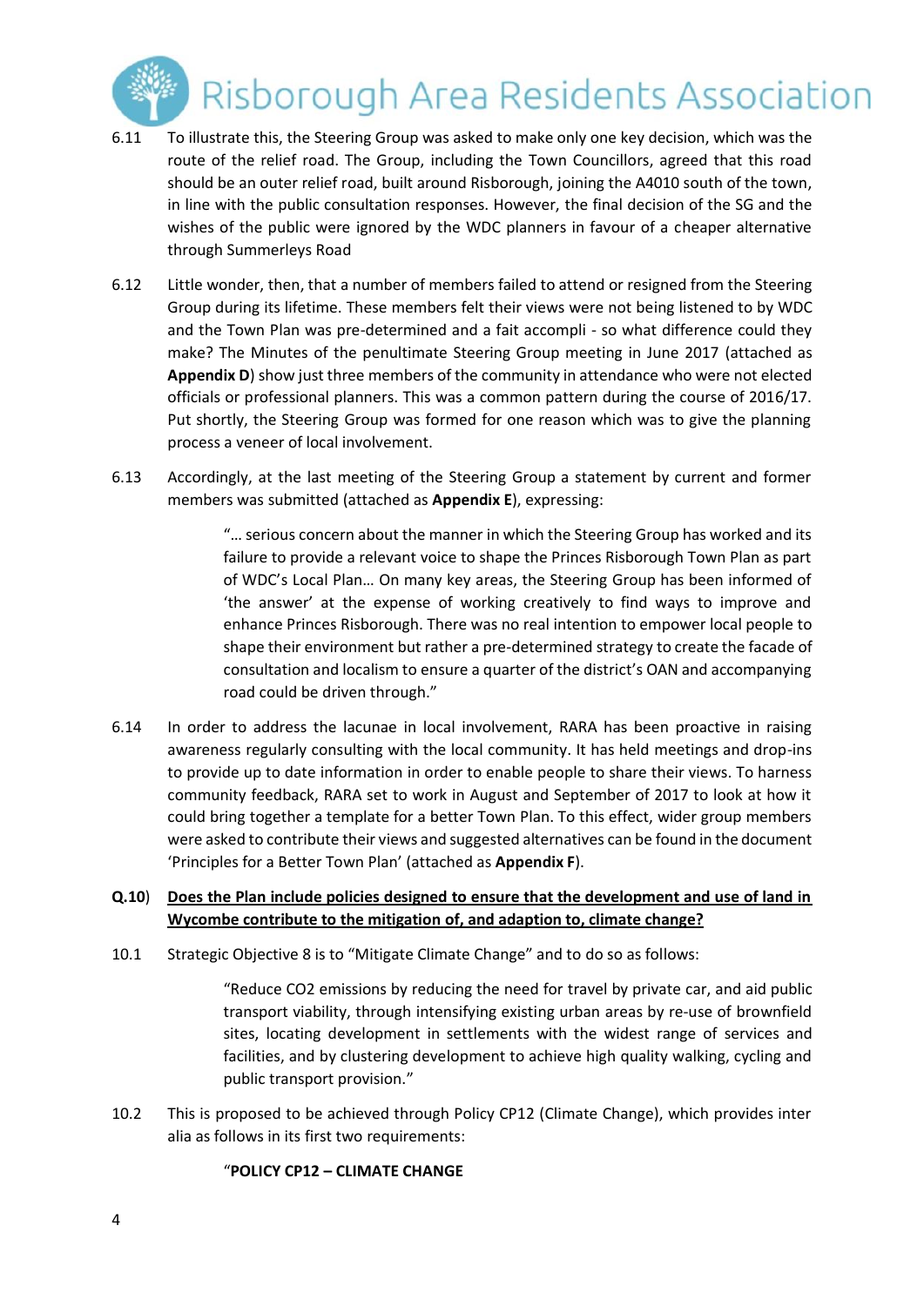6.11 To illustrate this, the Steering Group was asked to make only one key decision, which was the route of the relief road. The Group, including the Town Councillors, agreed that this road should be an outer relief road, built around Risborough, joining the A4010 south of the town, in line with the public consultation responses. However, the final decision of the SG and the wishes of the public were ignored by the WDC planners in favour of a cheaper alternative through Summerleys Road

6.12 Little wonder, then, that a number of members failed to attend or resigned from the Steering Group during its lifetime. These members felt their views were not being listened to by WDC and the Town Plan was pre-determined and a fait accompli - so what difference could they make? The Minutes of the penultimate Steering Group meeting in June 2017 (attached as **Appendix D**) show just three members of the community in attendance who were not elected officials or professional planners. This was a common pattern during the course of 2016/17. Put shortly, the Steering Group was formed for one reason which was to give the planning process a veneer of local involvement.

6.13 Accordingly, at the last meeting of the Steering Group a statement by current and former members was submitted (attached as **Appendix E**), expressing:

> "… serious concern about the manner in which the Steering Group has worked and its failure to provide a relevant voice to shape the Princes Risborough Town Plan as part of WDC's Local Plan… On many key areas, the Steering Group has been informed of 'the answer' at the expense of working creatively to find ways to improve and enhance Princes Risborough. There was no real intention to empower local people to shape their environment but rather a pre-determined strategy to create the facade of consultation and localism to ensure a quarter of the district's OAN and accompanying road could be driven through."

6.14 In order to address the lacunae in local involvement, RARA has been proactive in raising awareness regularly consulting with the local community. It has held meetings and drop-ins to provide up to date information in order to enable people to share their views. To harness community feedback, RARA set to work in August and September of 2017 to look at how it could bring together a template for a better Town Plan. To this effect, wider group members were asked to contribute their views and suggested alternatives can be found in the document 'Principles for a Better Town Plan' (attached as **Appendix F**).

**Q.10**) **<u>Does the Plan include policies designed to ensure that the development and use of land in Wycombe contribute to the mitigation of, and adaption to, climate change?</u>**

10.1 Strategic Objective 8 is to "Mitigate Climate Change" and to do so as follows:

> "Reduce CO2 emissions by reducing the need for travel by private car, and aid public transport viability, through intensifying existing urban areas by re-use of brownfield sites, locating development in settlements with the widest range of services and facilities, and by clustering development to achieve high quality walking, cycling and public transport provision."

10.2 This is proposed to be achieved through Policy CP12 (Climate Change), which provides inter alia as follows in its first two requirements:

> "**POLICY CP12 – CLIMATE CHANGE**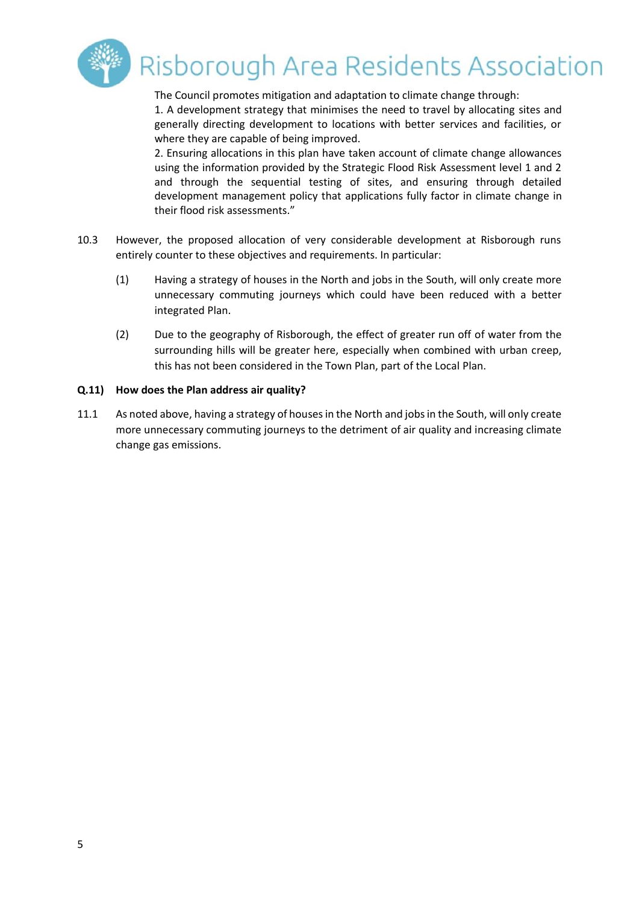The Council promotes mitigation and adaptation to climate change through:
1. A development strategy that minimises the need to travel by allocating sites and generally directing development to locations with better services and facilities, or where they are capable of being improved.
2. Ensuring allocations in this plan have taken account of climate change allowances using the information provided by the Strategic Flood Risk Assessment level 1 and 2 and through the sequential testing of sites, and ensuring through detailed development management policy that applications fully factor in climate change in their flood risk assessments."

10.3 However, the proposed allocation of very considerable development at Risborough runs entirely counter to these objectives and requirements. In particular:

(1) Having a strategy of houses in the North and jobs in the South, will only create more unnecessary commuting journeys which could have been reduced with a better integrated Plan.

(2) Due to the geography of Risborough, the effect of greater run off of water from the surrounding hills will be greater here, especially when combined with urban creep, this has not been considered in the Town Plan, part of the Local Plan.

**Q.11) How does the Plan address air quality?**

11.1 As noted above, having a strategy of houses in the North and jobs in the South, will only create more unnecessary commuting journeys to the detriment of air quality and increasing climate change gas emissions.